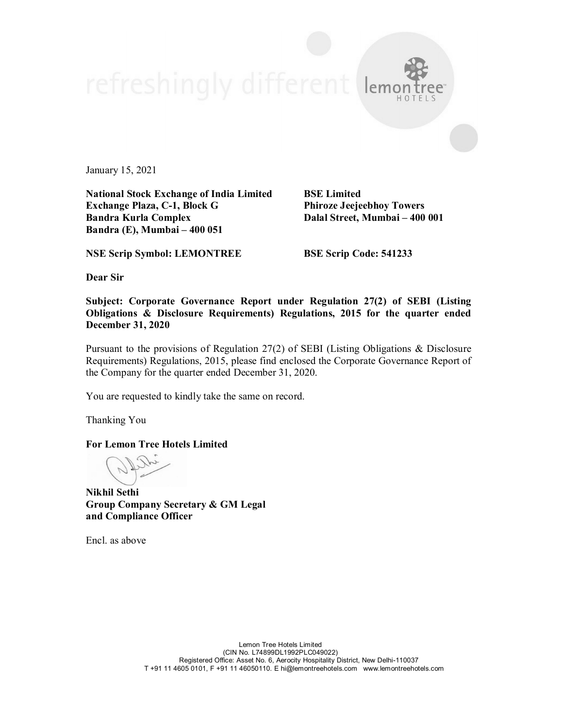January 15, 2021

**National Stock Exchange of India Limited**
**Exchange Plaza, C-1, Block G**
**Bandra Kurla Complex**
**Bandra (E), Mumbai – 400 051**

**BSE Limited**
**Phiroze Jeejeebhoy Towers**
**Dalal Street, Mumbai – 400 001**

**NSE Scrip Symbol: LEMONTREE**

**BSE Scrip Code: 541233**

**Dear Sir**

**Subject: Corporate Governance Report under Regulation 27(2) of SEBI (Listing Obligations & Disclosure Requirements) Regulations, 2015 for the quarter ended December 31, 2020**

Pursuant to the provisions of Regulation 27(2) of SEBI (Listing Obligations & Disclosure Requirements) Regulations, 2015, please find enclosed the Corporate Governance Report of the Company for the quarter ended December 31, 2020.

You are requested to kindly take the same on record.

Thanking You

**For Lemon Tree Hotels Limited**

**Nikhil Sethi**
**Group Company Secretary & GM Legal**
**and Compliance Officer**

Encl. as above

Lemon Tree Hotels Limited
(CIN No. L74899DL1992PLC049022)
Registered Office: Asset No. 6, Aerocity Hospitality District, New Delhi-110037
T +91 11 4605 0101, F +91 11 46050110. E hi@lemontreehotels.com www.lemontreehotels.com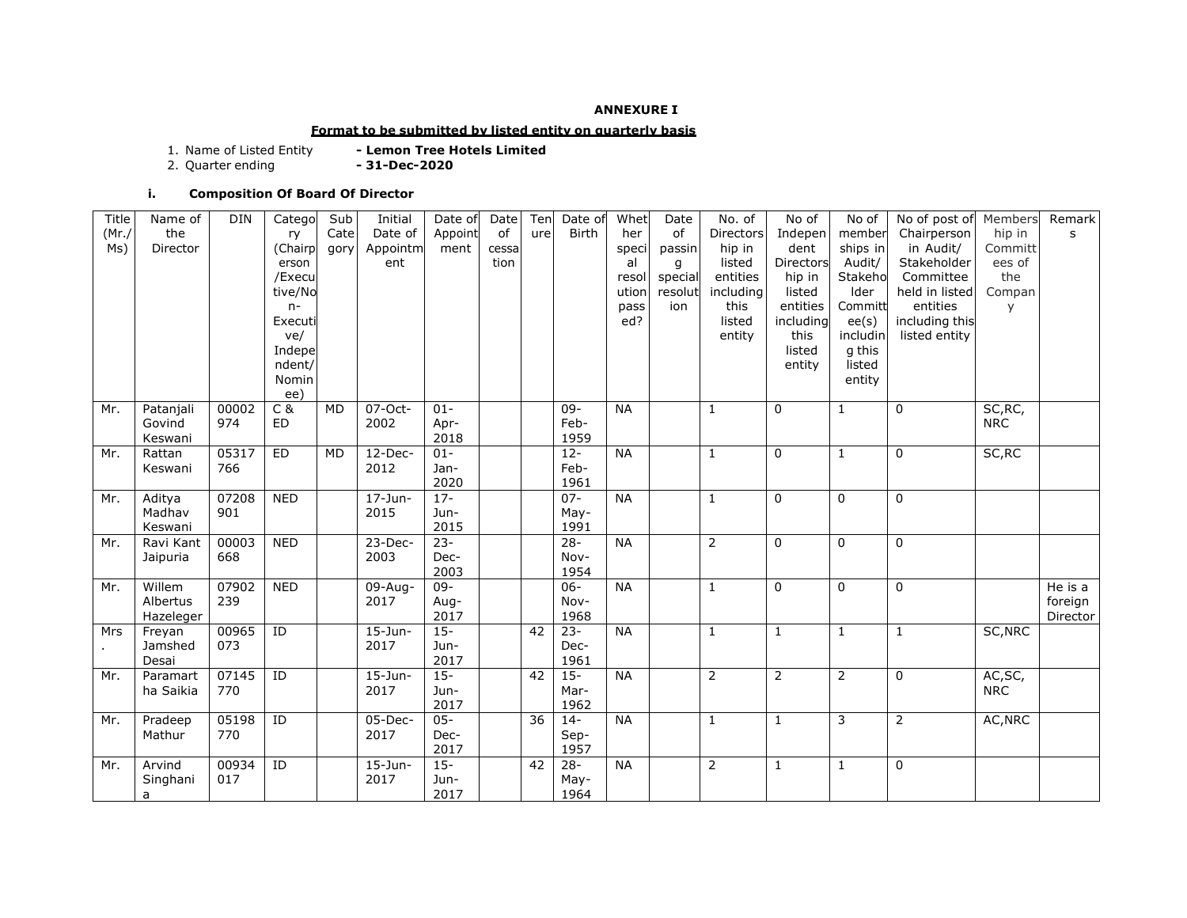**ANNEXURE I**

**Format to be submitted by listed entity on quarterly basis**

1. Name of Listed Entity - **Lemon Tree Hotels Limited**
2. Quarter ending - **31-Dec-2020**

**i. Composition Of Board Of Director**

| Title (Mr./ Ms) | Name of the Director | DIN | Category (Chairperson /Executive/Non-Executive/ Independent/ Nominee) | Sub Category | Initial Date of Appointment | Date of Appointment | Date of cessation | Tenure | Date of Birth | Whether special resolution passed? | Date of passing special resolution | No. of Directorship in listed entities including this listed entity | No of Independent Directorship in listed entities including this listed entity | No of memberships in Audit/ Stakeholder Committee(s) including this listed entity | No of post of Chairperson in Audit/ Stakeholder Committee held in listed entities including this listed entity | Membership in Committees of the Company | Remarks |
|---|---|---|---|---|---|---|---|---|---|---|---|---|---|---|---|---|---|
| Mr. | Patanjali Govind Keswani | 00002974 | C & ED | MD | 07-Oct-2002 | 01-Apr-2018 | | | 09-Feb-1959 | NA | | 1 | 0 | 1 | 0 | SC,RC, NRC | |
| Mr. | Rattan Keswani | 05317766 | ED | MD | 12-Dec-2012 | 01-Jan-2020 | | | 12-Feb-1961 | NA | | 1 | 0 | 1 | 0 | SC,RC | |
| Mr. | Aditya Madhav Keswani | 07208901 | NED | | 17-Jun-2015 | 17-Jun-2015 | | | 07-May-1991 | NA | | 1 | 0 | 0 | 0 | | |
| Mr. | Ravi Kant Jaipuria | 00003668 | NED | | 23-Dec-2003 | 23-Dec-2003 | | | 28-Nov-1954 | NA | | 2 | 0 | 0 | 0 | | |
| Mr. | Willem Albertus Hazeleger | 07902239 | NED | | 09-Aug-2017 | 09-Aug-2017 | | | 06-Nov-1968 | NA | | 1 | 0 | 0 | 0 | | He is a foreign Director |
| Mrs. | Freyan Jamshed Desai | 00965073 | ID | | 15-Jun-2017 | 15-Jun-2017 | | 42 | 23-Dec-1961 | NA | | 1 | 1 | 1 | 1 | SC,NRC | |
| Mr. | Paramartha Saikia | 07145770 | ID | | 15-Jun-2017 | 15-Jun-2017 | | 42 | 15-Mar-1962 | NA | | 2 | 2 | 2 | 0 | AC,SC, NRC | |
| Mr. | Pradeep Mathur | 05198770 | ID | | 05-Dec-2017 | 05-Dec-2017 | | 36 | 14-Sep-1957 | NA | | 1 | 1 | 3 | 2 | AC,NRC | |
| Mr. | Arvind Singhania | 00934017 | ID | | 15-Jun-2017 | 15-Jun-2017 | | 42 | 28-May-1964 | NA | | 2 | 1 | 1 | 0 | | |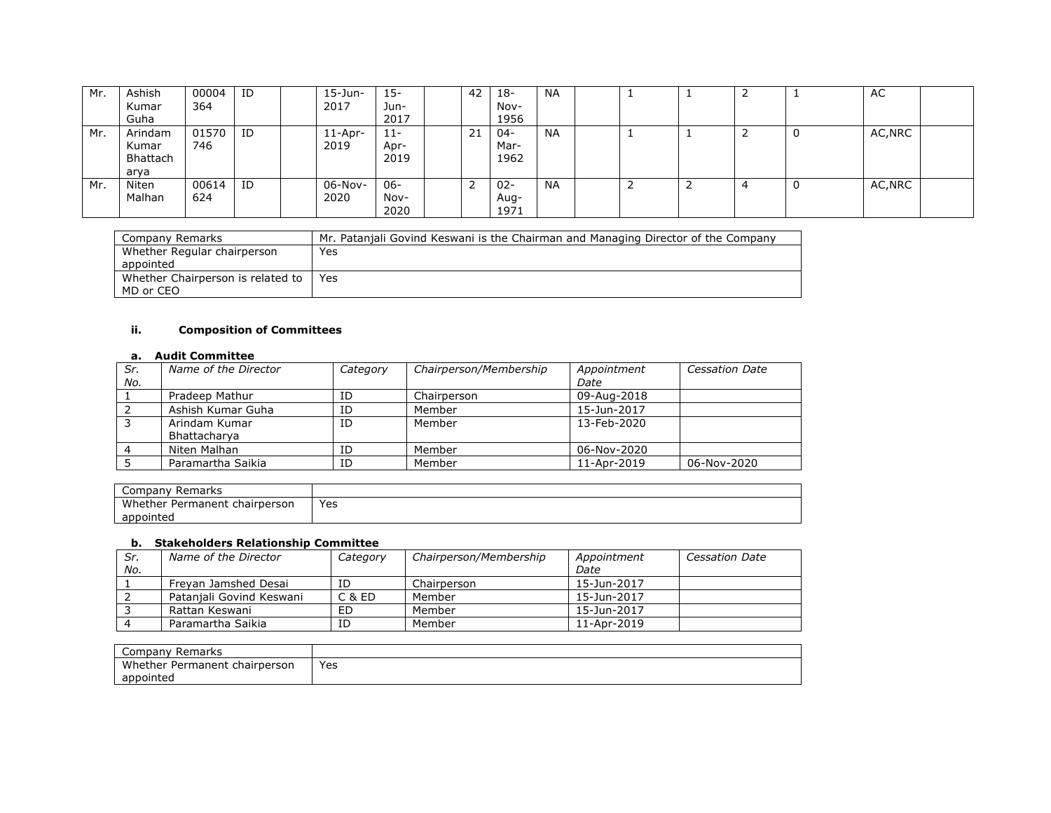| | | | | | | | | | | | | | | | | | |
|---|---|---|---|---|---|---|---|---|---|---|---|---|---|---|---|---|---|
| Mr. | Ashish Kumar Guha | 00004364 | ID | | 15-Jun-2017 | 15-Jun-2017 | | 42 | 18-Nov-1956 | NA | | 1 | 1 | 2 | 1 | AC | |
| Mr. | Arindam Kumar Bhattacharya | 01570746 | ID | | 11-Apr-2019 | 11-Apr-2019 | | 21 | 04-Mar-1962 | NA | | 1 | 1 | 2 | 0 | AC,NRC | |
| Mr. | Niten Malhan | 00614624 | ID | | 06-Nov-2020 | 06-Nov-2020 | | 2 | 02-Aug-1971 | NA | | 2 | 2 | 4 | 0 | AC,NRC | |

| | |
|---|---|
| Company Remarks | Mr. Patanjali Govind Keswani is the Chairman and Managing Director of the Company |
| Whether Regular chairperson appointed | Yes |
| Whether Chairperson is related to MD or CEO | Yes |

### ii. Composition of Committees

**a. Audit Committee**

| *Sr. No.* | *Name of the Director* | *Category* | *Chairperson/Membership* | *Appointment Date* | *Cessation Date* |
|---|---|---|---|---|---|
| 1 | Pradeep Mathur | ID | Chairperson | 09-Aug-2018 | |
| 2 | Ashish Kumar Guha | ID | Member | 15-Jun-2017 | |
| 3 | Arindam Kumar Bhattacharya | ID | Member | 13-Feb-2020 | |
| 4 | Niten Malhan | ID | Member | 06-Nov-2020 | |
| 5 | Paramartha Saikia | ID | Member | 11-Apr-2019 | 06-Nov-2020 |

| | |
|---|---|
| Company Remarks | |
| Whether Permanent chairperson appointed | Yes |

**b. Stakeholders Relationship Committee**

| *Sr. No.* | *Name of the Director* | *Category* | *Chairperson/Membership* | *Appointment Date* | *Cessation Date* |
|---|---|---|---|---|---|
| 1 | Freyan Jamshed Desai | ID | Chairperson | 15-Jun-2017 | |
| 2 | Patanjali Govind Keswani | C & ED | Member | 15-Jun-2017 | |
| 3 | Rattan Keswani | ED | Member | 15-Jun-2017 | |
| 4 | Paramartha Saikia | ID | Member | 11-Apr-2019 | |

| | |
|---|---|
| Company Remarks | |
| Whether Permanent chairperson appointed | Yes |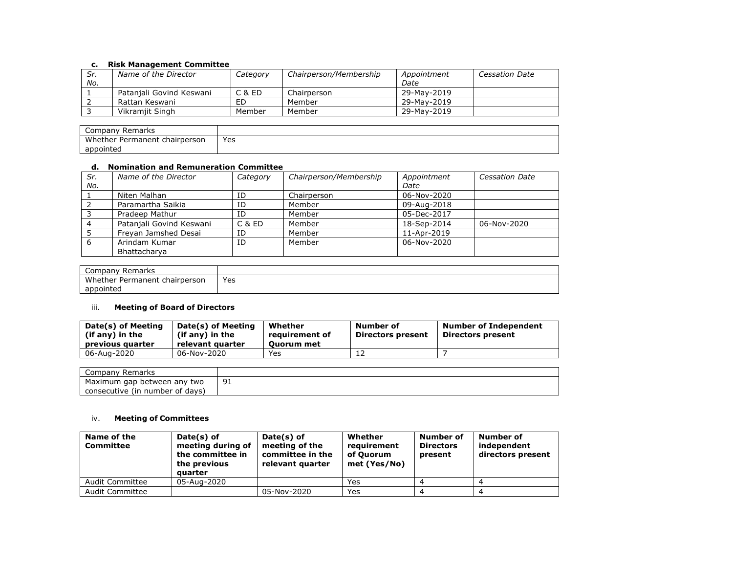#### c. Risk Management Committee

| *Sr. No.* | *Name of the Director* | *Category* | *Chairperson/Membership* | *Appointment Date* | *Cessation Date* |
|---|---|---|---|---|---|
| 1 | Patanjali Govind Keswani | C & ED | Chairperson | 29-May-2019 | |
| 2 | Rattan Keswani | ED | Member | 29-May-2019 | |
| 3 | Vikramjit Singh | Member | Member | 29-May-2019 | |

| Company Remarks | |
|---|---|
| Whether Permanent chairperson appointed | Yes |

#### d. Nomination and Remuneration Committee

| *Sr. No.* | *Name of the Director* | *Category* | *Chairperson/Membership* | *Appointment Date* | *Cessation Date* |
|---|---|---|---|---|---|
| 1 | Niten Malhan | ID | Chairperson | 06-Nov-2020 | |
| 2 | Paramartha Saikia | ID | Member | 09-Aug-2018 | |
| 3 | Pradeep Mathur | ID | Member | 05-Dec-2017 | |
| 4 | Patanjali Govind Keswani | C & ED | Member | 18-Sep-2014 | 06-Nov-2020 |
| 5 | Freyan Jamshed Desai | ID | Member | 11-Apr-2019 | |
| 6 | Arindam Kumar Bhattacharya | ID | Member | 06-Nov-2020 | |

| Company Remarks | |
|---|---|
| Whether Permanent chairperson appointed | Yes |

### iii. Meeting of Board of Directors

| **Date(s) of Meeting (if any) in the previous quarter** | **Date(s) of Meeting (if any) in the relevant quarter** | **Whether requirement of Quorum met** | **Number of Directors present** | **Number of Independent Directors present** |
|---|---|---|---|---|
| 06-Aug-2020 | 06-Nov-2020 | Yes | 12 | 7 |

| Company Remarks | |
|---|---|
| Maximum gap between any two consecutive (in number of days) | 91 |

### iv. Meeting of Committees

| **Name of the Committee** | **Date(s) of meeting during of the committee in the previous quarter** | **Date(s) of meeting of the committee in the relevant quarter** | **Whether requirement of Quorum met (Yes/No)** | **Number of Directors present** | **Number of independent directors present** |
|---|---|---|---|---|---|
| Audit Committee | 05-Aug-2020 | | Yes | 4 | 4 |
| Audit Committee | | 05-Nov-2020 | Yes | 4 | 4 |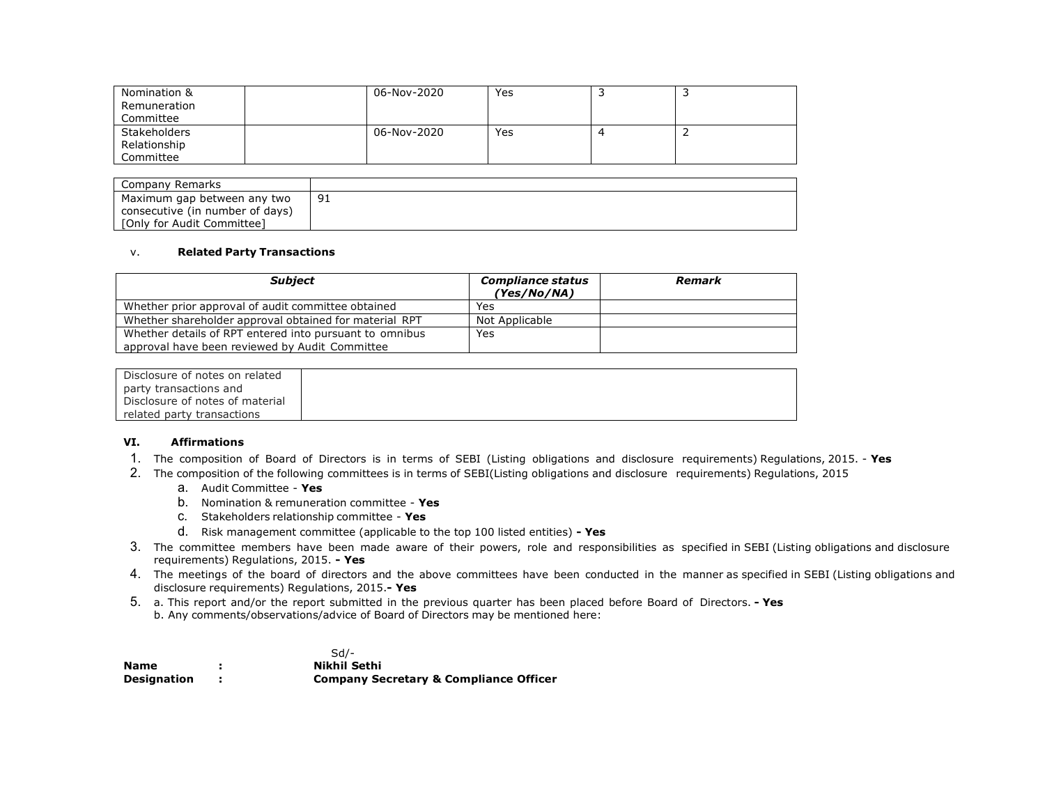| | | | | | |
|---|---|---|---|---|---|
| Nomination & Remuneration Committee | | 06-Nov-2020 | Yes | 3 | 3 |
| Stakeholders Relationship Committee | | 06-Nov-2020 | Yes | 4 | 2 |

| | |
|---|---|
| Company Remarks | |
| Maximum gap between any two consecutive (in number of days) [Only for Audit Committee] | 91 |

v. **Related Party Transactions**

| ***Subject*** | ***Compliance status (Yes/No/NA)*** | ***Remark*** |
|---|---|---|
| Whether prior approval of audit committee obtained | Yes | |
| Whether shareholder approval obtained for material RPT | Not Applicable | |
| Whether details of RPT entered into pursuant to omnibus approval have been reviewed by Audit Committee | Yes | |

| | |
|---|---|
| Disclosure of notes on related party transactions and Disclosure of notes of material related party transactions | |

**VI. Affirmations**

1. The composition of Board of Directors is in terms of SEBI (Listing obligations and disclosure requirements) Regulations, 2015. - **Yes**
2. The composition of the following committees is in terms of SEBI(Listing obligations and disclosure requirements) Regulations, 2015
   a. Audit Committee - **Yes**
   b. Nomination & remuneration committee - **Yes**
   c. Stakeholders relationship committee - **Yes**
   d. Risk management committee (applicable to the top 100 listed entities) **- Yes**
3. The committee members have been made aware of their powers, role and responsibilities as specified in SEBI (Listing obligations and disclosure requirements) Regulations, 2015. **- Yes**
4. The meetings of the board of directors and the above committees have been conducted in the manner as specified in SEBI (Listing obligations and disclosure requirements) Regulations, 2015.**- Yes**
5. a. This report and/or the report submitted in the previous quarter has been placed before Board of Directors. **- Yes**
   b. Any comments/observations/advice of Board of Directors may be mentioned here:

Sd/-

**Name** : **Nikhil Sethi**
**Designation** : **Company Secretary & Compliance Officer**